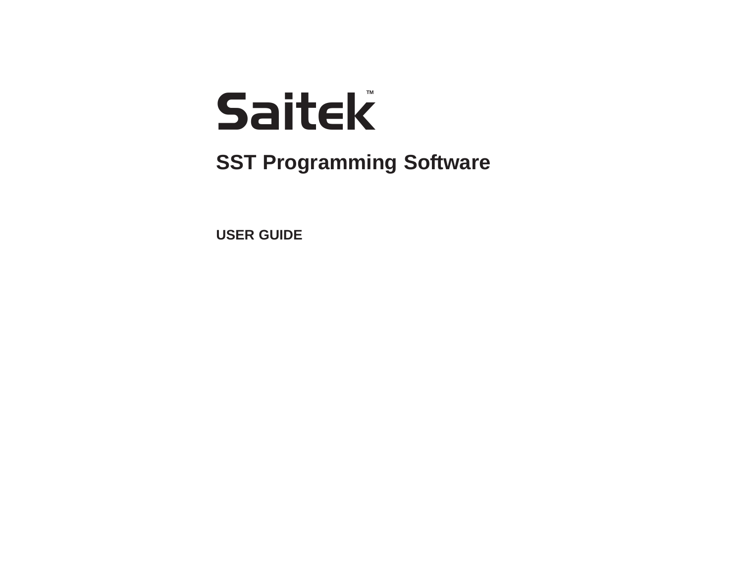# Saitek™

## SST Programming Software

USER GUIDE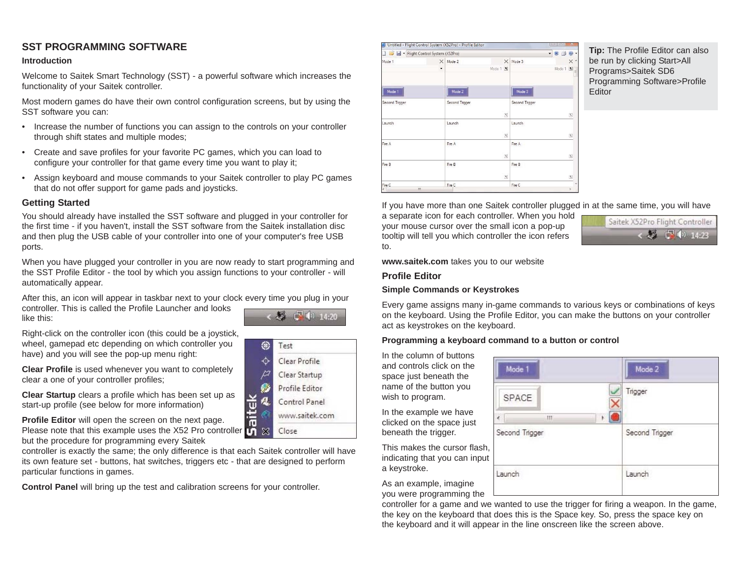## SST PROGRAMMING SOFTWARE

### Introduction

Welcome to Saitek Smart Technology (SST) - a powerful software which increases the functionality of your Saitek controller.

Most modern games do have their own control configuration screens, but by using the SST software you can:

- Increase the number of functions you can assign to the controls on your controller through shift states and multiple modes;
- Create and save profiles for your favorite PC games, which you can load to configure your controller for that game every time you want to play it;
- Assign keyboard and mouse commands to your Saitek controller to play PC games that do not offer support for game pads and joysticks.

### Getting Started

You should already have installed the SST software and plugged in your controller for the first time - if you haven't, install the SST software from the Saitek installation disc and then plug the USB cable of your controller into one of your computer's free USB ports.

When you have plugged your controller in you are now ready to start programming and the SST Profile Editor - the tool by which you assign functions to your controller - will automatically appear.

After this, an icon will appear in taskbar next to your clock every time you plug in your controller. This is called the Profile Launcher and looks like this:

Right-click on the controller icon (this could be a joystick, wheel, gamepad etc depending on which controller you have) and you will see the pop-up menu right:

**Clear Profile** is used whenever you want to completely clear a one of your controller profiles;

**Clear Startup** clears a profile which has been set up as start-up profile (see below for more information)

**Profile Editor** will open the screen on the next page. Please note that this example uses the X52 Pro controller but the procedure for programming every Saitek controller is exactly the same; the only difference is that each Saitek controller will have its own feature set - buttons, hat switches, triggers etc - that are designed to perform particular functions in games.

**Control Panel** will bring up the test and calibration screens for your controller.

**Tip:** The Profile Editor can also be run by clicking Start>All Programs>Saitek SD6 Programming Software>Profile Editor

If you have more than one Saitek controller plugged in at the same time, you will have a separate icon for each controller. When you hold your mouse cursor over the small icon a pop-up tooltip will tell you which controller the icon refers to.

**www.saitek.com** takes you to our website

### Profile Editor

**Simple Commands or Keystrokes**

Every game assigns many in-game commands to various keys or combinations of keys on the keyboard. Using the Profile Editor, you can make the buttons on your controller act as keystrokes on the keyboard.

**Programming a keyboard command to a button or control**

In the column of buttons and controls click on the space just beneath the name of the button you wish to program.

In the example we have clicked on the space just beneath the trigger.

This makes the cursor flash, indicating that you can input a keystroke.

As an example, imagine you were programming the controller for a game and we wanted to use the trigger for firing a weapon. In the game, the key on the keyboard that does this is the Space key. So, press the space key on the keyboard and it will appear in the line onscreen like the screen above.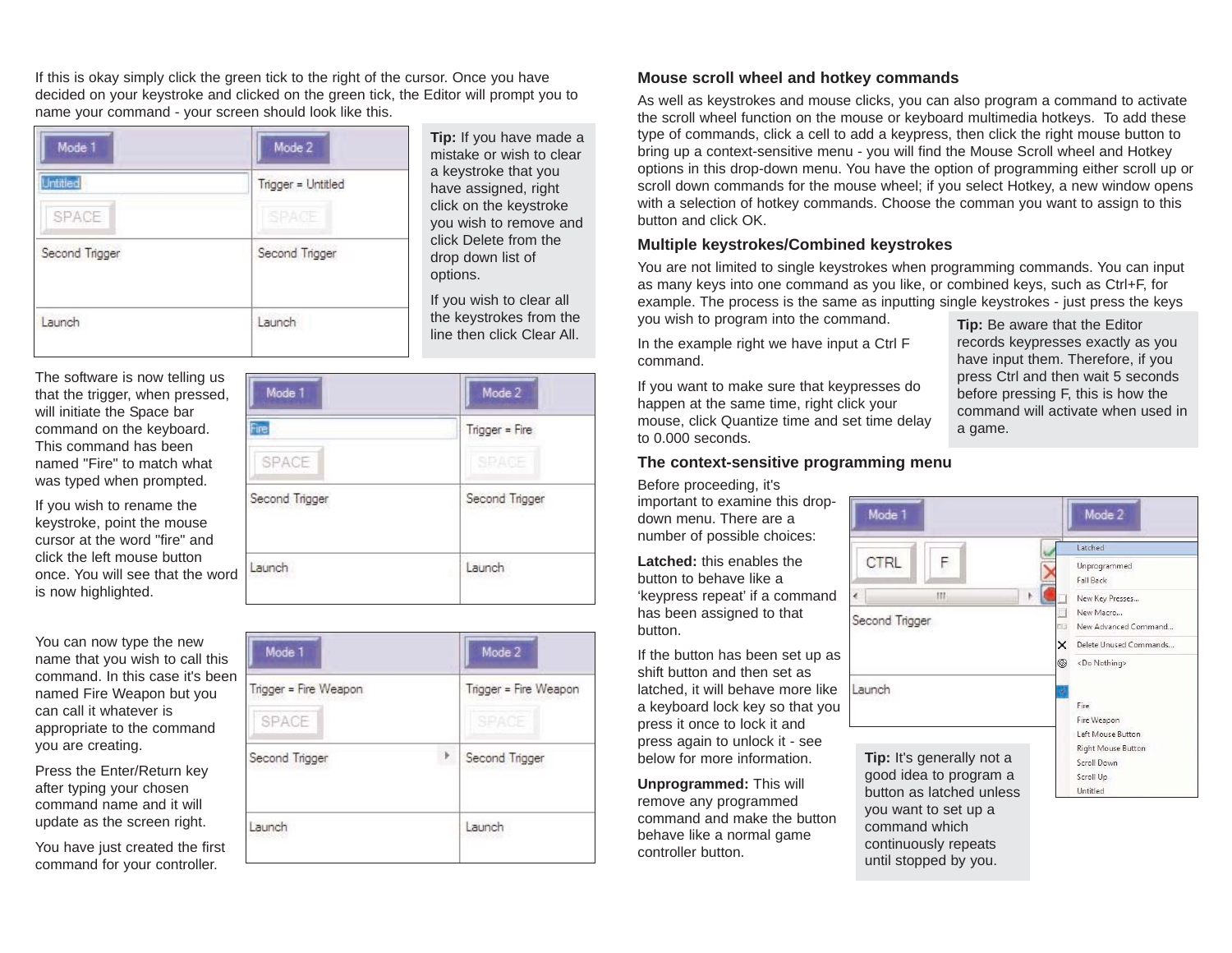If this is okay simply click the green tick to the right of the cursor. Once you have decided on your keystroke and clicked on the green tick, the Editor will prompt you to name your command - your screen should look like this.

**Tip:** If you have made a mistake or wish to clear a keystroke that you have assigned, right click on the keystroke you wish to remove and click Delete from the drop down list of options.

If you wish to clear all the keystrokes from the line then click Clear All.

The software is now telling us that the trigger, when pressed, will initiate the Space bar command on the keyboard. This command has been named "Fire" to match what was typed when prompted.

If you wish to rename the keystroke, point the mouse cursor at the word "fire" and click the left mouse button once. You will see that the word is now highlighted.

You can now type the new name that you wish to call this command. In this case it's been named Fire Weapon but you can call it whatever is appropriate to the command you are creating.

Press the Enter/Return key after typing your chosen command name and it will update as the screen right.

You have just created the first command for your controller.

### Mouse scroll wheel and hotkey commands

As well as keystrokes and mouse clicks, you can also program a command to activate the scroll wheel function on the mouse or keyboard multimedia hotkeys. To add these type of commands, click a cell to add a keypress, then click the right mouse button to bring up a context-sensitive menu - you will find the Mouse Scroll wheel and Hotkey options in this drop-down menu. You have the option of programming either scroll up or scroll down commands for the mouse wheel; if you select Hotkey, a new window opens with a selection of hotkey commands. Choose the comman you want to assign to this button and click OK.

### Multiple keystrokes/Combined keystrokes

You are not limited to single keystrokes when programming commands. You can input as many keys into one command as you like, or combined keys, such as Ctrl+F, for example. The process is the same as inputting single keystrokes - just press the keys you wish to program into the command.

In the example right we have input a Ctrl F command.

If you want to make sure that keypresses do happen at the same time, right click your mouse, click Quantize time and set time delay to 0.000 seconds.

**Tip:** Be aware that the Editor records keypresses exactly as you have input them. Therefore, if you press Ctrl and then wait 5 seconds before pressing F, this is how the command will activate when used in a game.

### The context-sensitive programming menu

Before proceeding, it's important to examine this drop-down menu. There are a number of possible choices:

**Latched:** this enables the button to behave like a 'keypress repeat' if a command has been assigned to that button.

If the button has been set up as shift button and then set as latched, it will behave more like a keyboard lock key so that you press it once to lock it and press again to unlock it - see below for more information.

**Unprogrammed:** This will remove any programmed command and make the button behave like a normal game controller button.

**Tip:** It's generally not a good idea to program a button as latched unless you want to set up a command which continuously repeats until stopped by you.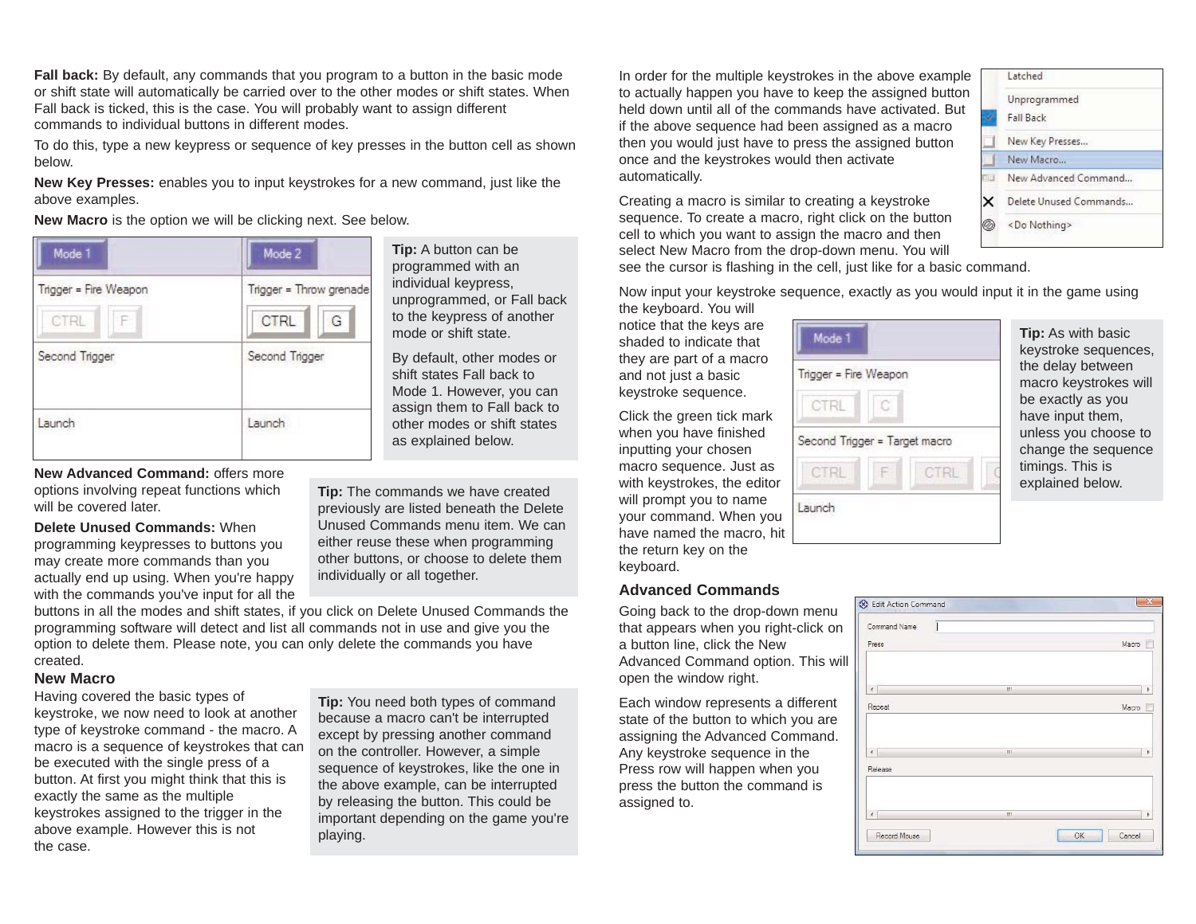**Fall back:** By default, any commands that you program to a button in the basic mode or shift state will automatically be carried over to the other modes or shift states. When Fall back is ticked, this is the case. You will probably want to assign different commands to individual buttons in different modes.

To do this, type a new keypress or sequence of key presses in the button cell as shown below.

**New Key Presses:** enables you to input keystrokes for a new command, just like the above examples.

**New Macro** is the option we will be clicking next. See below.

| Mode 1 | Mode 2 |
|---|---|
| Trigger = Fire Weapon<br>CTRL F | Trigger = Throw grenade<br>CTRL G |
| Second Trigger | Second Trigger |
| Launch | Launch |

**Tip:** A button can be programmed with an individual keypress, unprogrammed, or Fall back to the keypress of another mode or shift state.

By default, other modes or shift states Fall back to Mode 1. However, you can assign them to Fall back to other modes or shift states as explained below.

**New Advanced Command:** offers more options involving repeat functions which will be covered later.

**Delete Unused Commands:** When programming keypresses to buttons you may create more commands than you actually end up using. When you're happy with the commands you've input for all the buttons in all the modes and shift states, if you click on Delete Unused Commands the programming software will detect and list all commands not in use and give you the option to delete them. Please note, you can only delete the commands you have created.

**Tip:** The commands we have created previously are listed beneath the Delete Unused Commands menu item. We can either reuse these when programming other buttons, or choose to delete them individually or all together.

## New Macro

Having covered the basic types of keystroke, we now need to look at another type of keystroke command - the macro. A macro is a sequence of keystrokes that can be executed with the single press of a button. At first you might think that this is exactly the same as the multiple keystrokes assigned to the trigger in the above example. However this is not the case.

**Tip:** You need both types of command because a macro can't be interrupted except by pressing another command on the controller. However, a simple sequence of keystrokes, like the one in the above example, can be interrupted by releasing the button. This could be important depending on the game you're playing.

In order for the multiple keystrokes in the above example to actually happen you have to keep the assigned button held down until all of the commands have activated. But if the above sequence had been assigned as a macro then you would just have to press the assigned button once and the keystrokes would then activate automatically.

- Latched
- Unprogrammed
- Fall Back
- New Key Presses...
- New Macro...
- New Advanced Command...
- Delete Unused Commands...
- <Do Nothing>

Creating a macro is similar to creating a keystroke sequence. To create a macro, right click on the button cell to which you want to assign the macro and then select New Macro from the drop-down menu. You will see the cursor is flashing in the cell, just like for a basic command.

Now input your keystroke sequence, exactly as you would input it in the game using the keyboard. You will notice that the keys are shaded to indicate that they are part of a macro and not just a basic keystroke sequence.

| Mode 1 |
|---|
| Trigger = Fire Weapon<br>CTRL C |
| Second Trigger = Target macro<br>CTRL F CTRL |
| Launch |

Click the green tick mark when you have finished inputting your chosen macro sequence. Just as with keystrokes, the editor will prompt you to name your command. When you have named the macro, hit the return key on the keyboard.

**Tip:** As with basic keystroke sequences, the delay between macro keystrokes will be exactly as you have input them, unless you choose to change the sequence timings. This is explained below.

### Advanced Commands

Going back to the drop-down menu that appears when you right-click on a button line, click the New Advanced Command option. This will open the window right.

Edit Action Command — Command Name; Press (Macro); Repeat (Macro); Release; Record Mouse; OK; Cancel

Each window represents a different state of the button to which you are assigning the Advanced Command. Any keystroke sequence in the Press row will happen when you press the button the command is assigned to.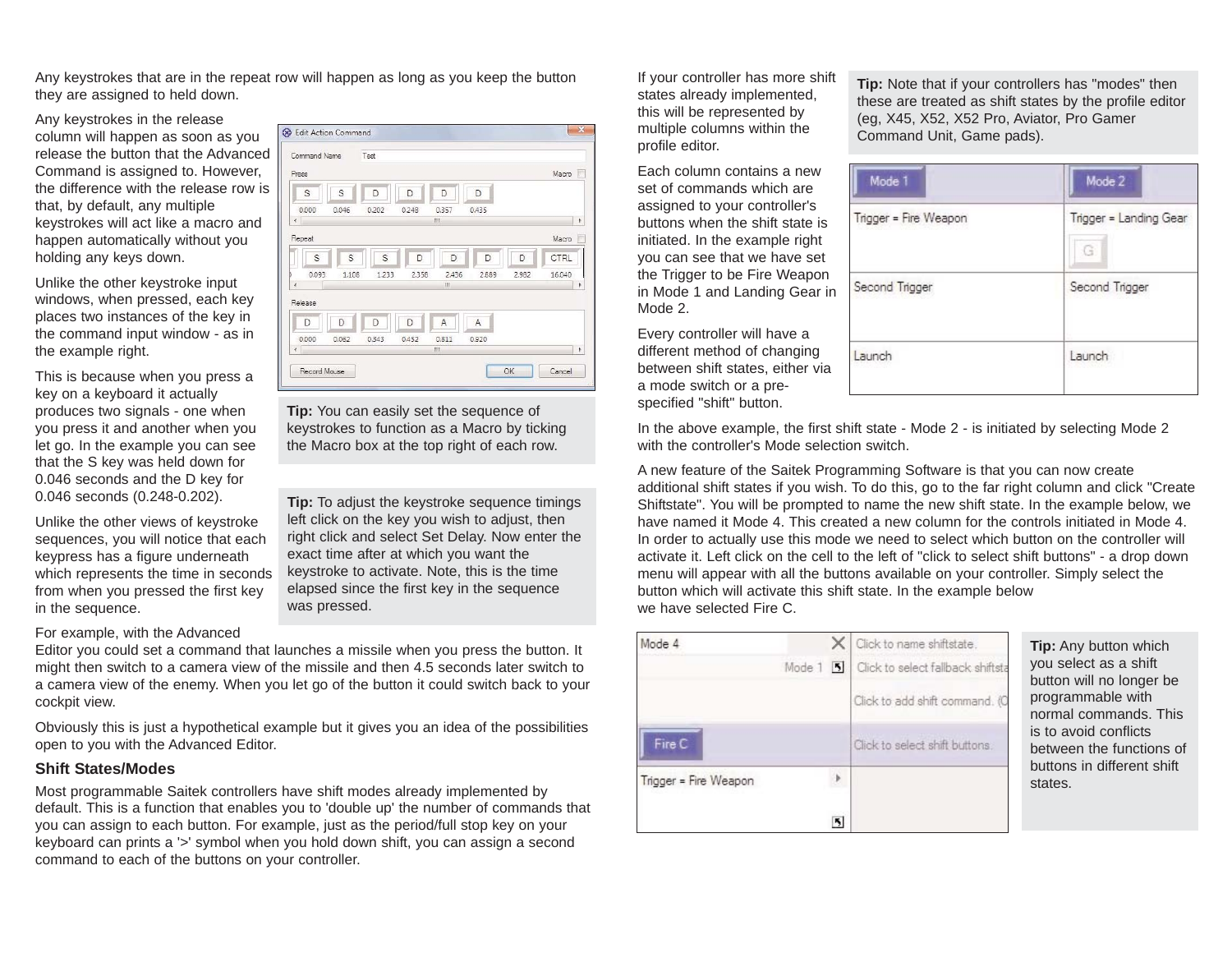Any keystrokes that are in the repeat row will happen as long as you keep the button they are assigned to held down.

Any keystrokes in the release column will happen as soon as you release the button that the Advanced Command is assigned to. However, the difference with the release row is that, by default, any multiple keystrokes will act like a macro and happen automatically without you holding any keys down.

Unlike the other keystroke input windows, when pressed, each key places two instances of the key in the command input window - as in the example right.

This is because when you press a key on a keyboard it actually produces two signals - one when you press it and another when you let go. In the example you can see that the S key was held down for 0.046 seconds and the D key for 0.046 seconds (0.248-0.202).

Unlike the other views of keystroke sequences, you will notice that each keypress has a figure underneath which represents the time in seconds from when you pressed the first key in the sequence.

**Tip:** You can easily set the sequence of keystrokes to function as a Macro by ticking the Macro box at the top right of each row.

**Tip:** To adjust the keystroke sequence timings left click on the key you wish to adjust, then right click and select Set Delay. Now enter the exact time after at which you want the keystroke to activate. Note, this is the time elapsed since the first key in the sequence was pressed.

For example, with the Advanced Editor you could set a command that launches a missile when you press the button. It might then switch to a camera view of the missile and then 4.5 seconds later switch to a camera view of the enemy. When you let go of the button it could switch back to your cockpit view.

Obviously this is just a hypothetical example but it gives you an idea of the possibilities open to you with the Advanced Editor.

### Shift States/Modes

Most programmable Saitek controllers have shift modes already implemented by default. This is a function that enables you to 'double up' the number of commands that you can assign to each button. For example, just as the period/full stop key on your keyboard can prints a '>' symbol when you hold down shift, you can assign a second command to each of the buttons on your controller.

If your controller has more shift states already implemented, this will be represented by multiple columns within the profile editor.

**Tip:** Note that if your controllers has "modes" then these are treated as shift states by the profile editor (eg, X45, X52, X52 Pro, Aviator, Pro Gamer Command Unit, Game pads).

Each column contains a new set of commands which are assigned to your controller's buttons when the shift state is initiated. In the example right you can see that we have set the Trigger to be Fire Weapon in Mode 1 and Landing Gear in Mode 2.

Every controller will have a different method of changing between shift states, either via a mode switch or a pre-specified "shift" button.

| Mode 1 | Mode 2 |
|---|---|
| Trigger = Fire Weapon | Trigger = Landing Gear<br>G |
| Second Trigger | Second Trigger |
| Launch | Launch |

In the above example, the first shift state - Mode 2 - is initiated by selecting Mode 2 with the controller's Mode selection switch.

A new feature of the Saitek Programming Software is that you can now create additional shift states if you wish. To do this, go to the far right column and click "Create Shiftstate". You will be prompted to name the new shift state. In the example below, we have named it Mode 4. This created a new column for the controls initiated in Mode 4. In order to actually use this mode we need to select which button on the controller will activate it. Left click on the cell to the left of "click to select shift buttons" - a drop down menu will appear with all the buttons available on your controller. Simply select the button which will activate this shift state. In the example below we have selected Fire C.

**Tip:** Any button which you select as a shift button will no longer be programmable with normal commands. This is to avoid conflicts between the functions of buttons in different shift states.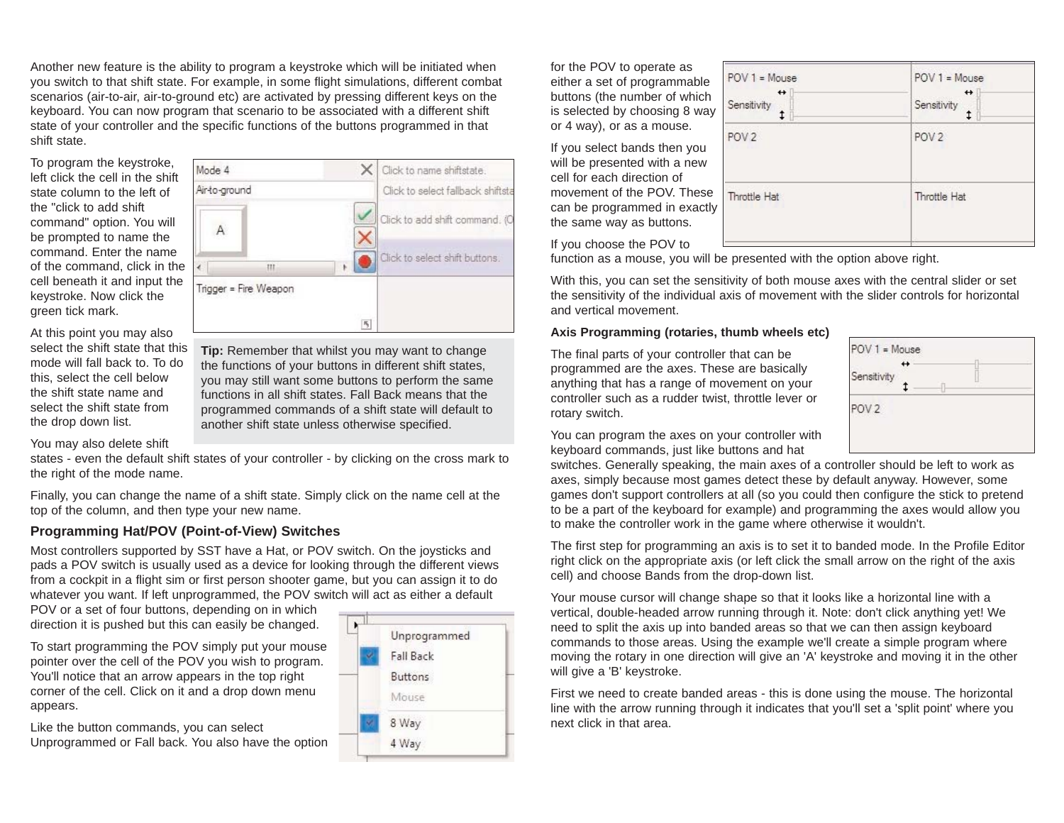Another new feature is the ability to program a keystroke which will be initiated when you switch to that shift state. For example, in some flight simulations, different combat scenarios (air-to-air, air-to-ground etc) are activated by pressing different keys on the keyboard. You can now program that scenario to be associated with a different shift state of your controller and the specific functions of the buttons programmed in that shift state.

To program the keystroke, left click the cell in the shift state column to the left of the "click to add shift command" option. You will be prompted to name the command. Enter the name of the command, click in the cell beneath it and input the keystroke. Now click the green tick mark.

At this point you may also select the shift state that this mode will fall back to. To do this, select the cell below the shift state name and select the shift state from the drop down list.

**Tip:** Remember that whilst you may want to change the functions of your buttons in different shift states, you may still want some buttons to perform the same functions in all shift states. Fall Back means that the programmed commands of a shift state will default to another shift state unless otherwise specified.

You may also delete shift states - even the default shift states of your controller - by clicking on the cross mark to the right of the mode name.

Finally, you can change the name of a shift state. Simply click on the name cell at the top of the column, and then type your new name.

## Programming Hat/POV (Point-of-View) Switches

Most controllers supported by SST have a Hat, or POV switch. On the joysticks and pads a POV switch is usually used as a device for looking through the different views from a cockpit in a flight sim or first person shooter game, but you can assign it to do whatever you want. If left unprogrammed, the POV switch will act as either a default POV or a set of four buttons, depending on in which direction it is pushed but this can easily be changed.

To start programming the POV simply put your mouse pointer over the cell of the POV you wish to program. You'll notice that an arrow appears in the top right corner of the cell. Click on it and a drop down menu appears.

Like the button commands, you can select Unprogrammed or Fall back. You also have the option for the POV to operate as either a set of programmable buttons (the number of which is selected by choosing 8 way or 4 way), or as a mouse.

If you select bands then you will be presented with a new cell for each direction of movement of the POV. These can be programmed in exactly the same way as buttons.

If you choose the POV to function as a mouse, you will be presented with the option above right.

With this, you can set the sensitivity of both mouse axes with the central slider or set the sensitivity of the individual axis of movement with the slider controls for horizontal and vertical movement.

### Axis Programming (rotaries, thumb wheels etc)

The final parts of your controller that can be programmed are the axes. These are basically anything that has a range of movement on your controller such as a rudder twist, throttle lever or rotary switch.

You can program the axes on your controller with keyboard commands, just like buttons and hat switches. Generally speaking, the main axes of a controller should be left to work as axes, simply because most games detect these by default anyway. However, some games don't support controllers at all (so you could then configure the stick to pretend to be a part of the keyboard for example) and programming the axes would allow you to make the controller work in the game where otherwise it wouldn't.

The first step for programming an axis is to set it to banded mode. In the Profile Editor right click on the appropriate axis (or left click the small arrow on the right of the axis cell) and choose Bands from the drop-down list.

Your mouse cursor will change shape so that it looks like a horizontal line with a vertical, double-headed arrow running through it. Note: don't click anything yet! We need to split the axis up into banded areas so that we can then assign keyboard commands to those areas. Using the example we'll create a simple program where moving the rotary in one direction will give an 'A' keystroke and moving it in the other will give a 'B' keystroke.

First we need to create banded areas - this is done using the mouse. The horizontal line with the arrow running through it indicates that you'll set a 'split point' where you next click in that area.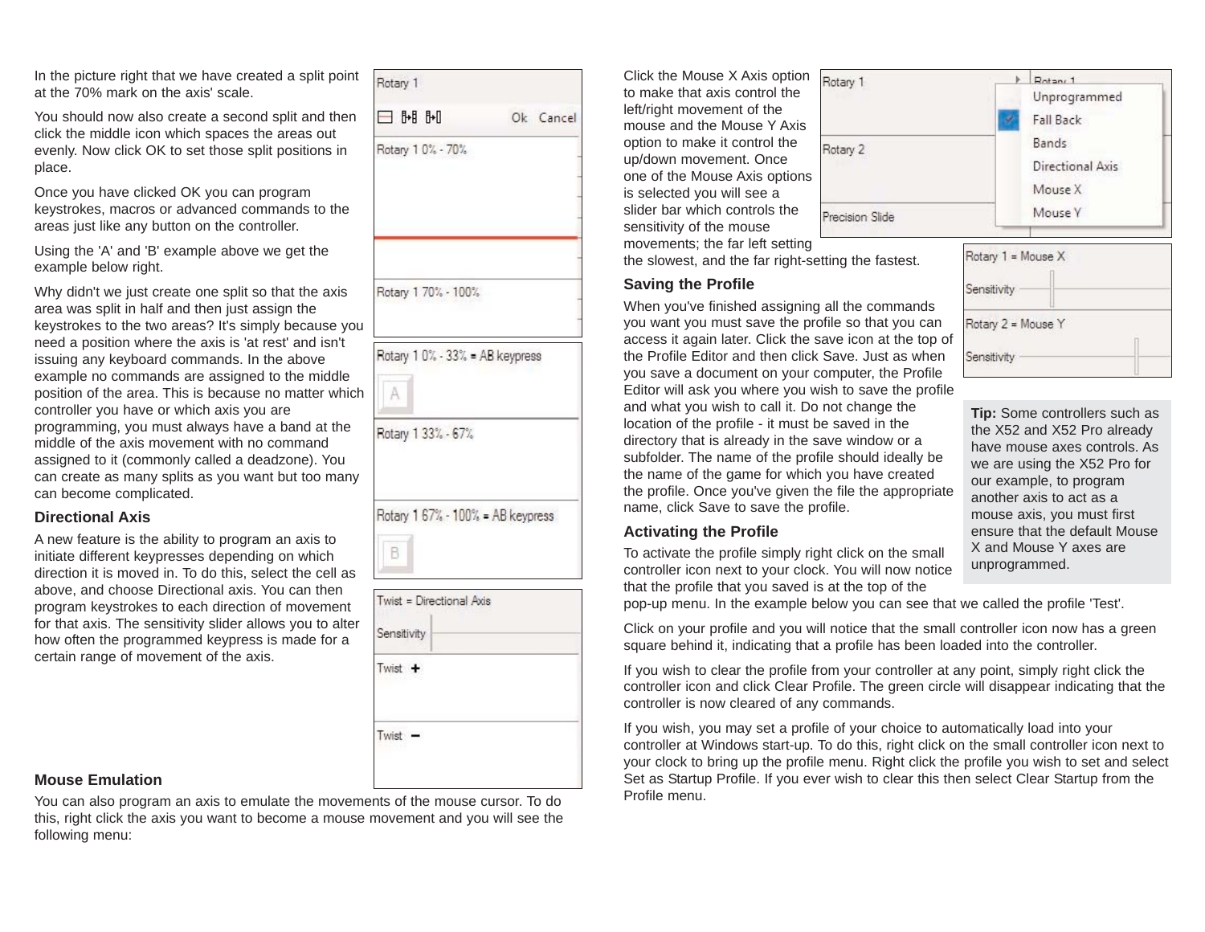In the picture right that we have created a split point at the 70% mark on the axis' scale.

You should now also create a second split and then click the middle icon which spaces the areas out evenly. Now click OK to set those split positions in place.

Once you have clicked OK you can program keystrokes, macros or advanced commands to the areas just like any button on the controller.

Using the 'A' and 'B' example above we get the example below right.

Why didn't we just create one split so that the axis area was split in half and then just assign the keystrokes to the two areas? It's simply because you need a position where the axis is 'at rest' and isn't issuing any keyboard commands. In the above example no commands are assigned to the middle position of the area. This is because no matter which controller you have or which axis you are programming, you must always have a band at the middle of the axis movement with no command assigned to it (commonly called a deadzone). You can create as many splits as you want but too many can become complicated.

### Directional Axis

A new feature is the ability to program an axis to initiate different keypresses depending on which direction it is moved in. To do this, select the cell as above, and choose Directional axis. You can then program keystrokes to each direction of movement for that axis. The sensitivity slider allows you to alter how often the programmed keypress is made for a certain range of movement of the axis.

### Mouse Emulation

You can also program an axis to emulate the movements of the mouse cursor. To do this, right click the axis you want to become a mouse movement and you will see the following menu:

Click the Mouse X Axis option to make that axis control the left/right movement of the mouse and the Mouse Y Axis option to make it control the up/down movement. Once one of the Mouse Axis options is selected you will see a slider bar which controls the sensitivity of the mouse movements; the far left setting the slowest, and the far right-setting the fastest.

**Tip:** Some controllers such as the X52 and X52 Pro already have mouse axes controls. As we are using the X52 Pro for our example, to program another axis to act as a mouse axis, you must first ensure that the default Mouse X and Mouse Y axes are unprogrammed.

### Saving the Profile

When you've finished assigning all the commands you want you must save the profile so that you can access it again later. Click the save icon at the top of the Profile Editor and then click Save. Just as when you save a document on your computer, the Profile Editor will ask you where you wish to save the profile and what you wish to call it. Do not change the location of the profile - it must be saved in the directory that is already in the save window or a subfolder. The name of the profile should ideally be the name of the game for which you have created the profile. Once you've given the file the appropriate name, click Save to save the profile.

### Activating the Profile

To activate the profile simply right click on the small controller icon next to your clock. You will now notice that the profile that you saved is at the top of the pop-up menu. In the example below you can see that we called the profile 'Test'.

Click on your profile and you will notice that the small controller icon now has a green square behind it, indicating that a profile has been loaded into the controller.

If you wish to clear the profile from your controller at any point, simply right click the controller icon and click Clear Profile. The green circle will disappear indicating that the controller is now cleared of any commands.

If you wish, you may set a profile of your choice to automatically load into your controller at Windows start-up. To do this, right click on the small controller icon next to your clock to bring up the profile menu. Right click the profile you wish to set and select Set as Startup Profile. If you ever wish to clear this then select Clear Startup from the Profile menu.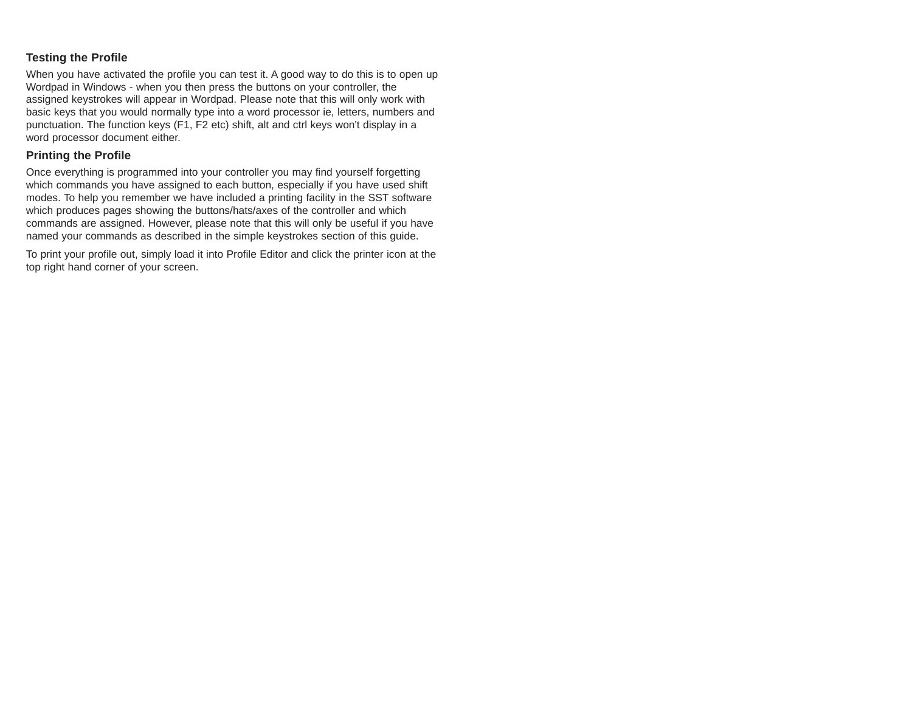## Testing the Profile

When you have activated the profile you can test it. A good way to do this is to open up Wordpad in Windows - when you then press the buttons on your controller, the assigned keystrokes will appear in Wordpad. Please note that this will only work with basic keys that you would normally type into a word processor ie, letters, numbers and punctuation. The function keys (F1, F2 etc) shift, alt and ctrl keys won't display in a word processor document either.

## Printing the Profile

Once everything is programmed into your controller you may find yourself forgetting which commands you have assigned to each button, especially if you have used shift modes. To help you remember we have included a printing facility in the SST software which produces pages showing the buttons/hats/axes of the controller and which commands are assigned. However, please note that this will only be useful if you have named your commands as described in the simple keystrokes section of this guide.

To print your profile out, simply load it into Profile Editor and click the printer icon at the top right hand corner of your screen.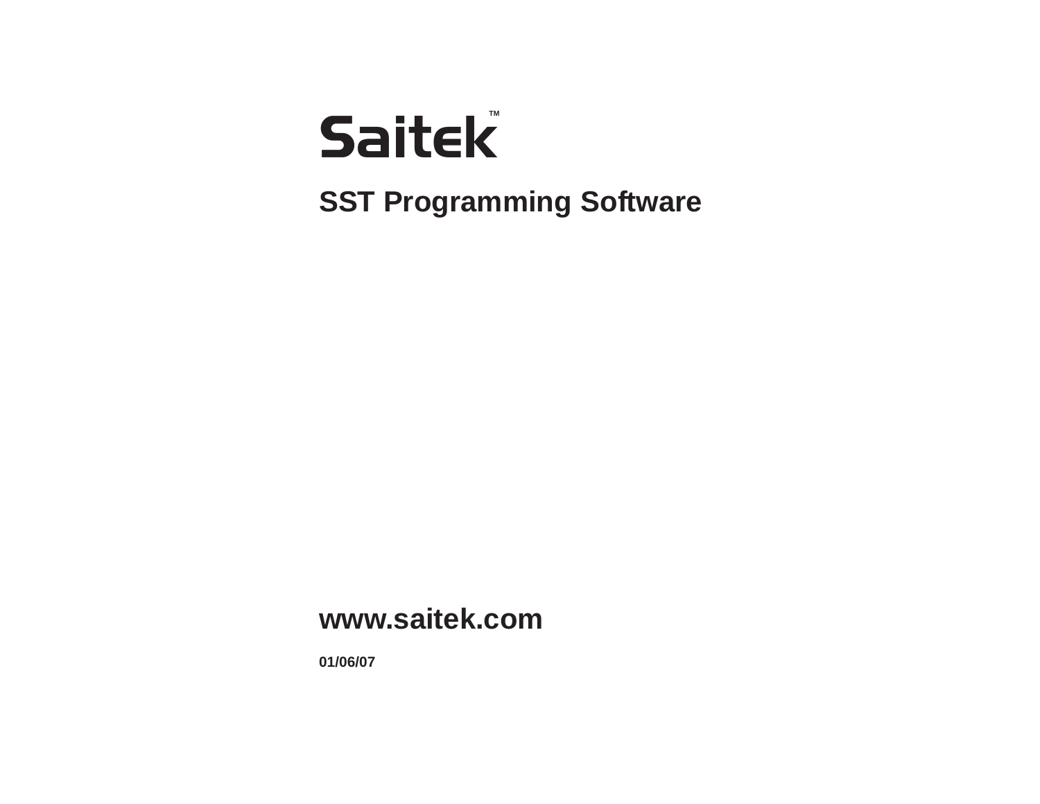Saitek™

## SST Programming Software

**www.saitek.com**

**01/06/07**